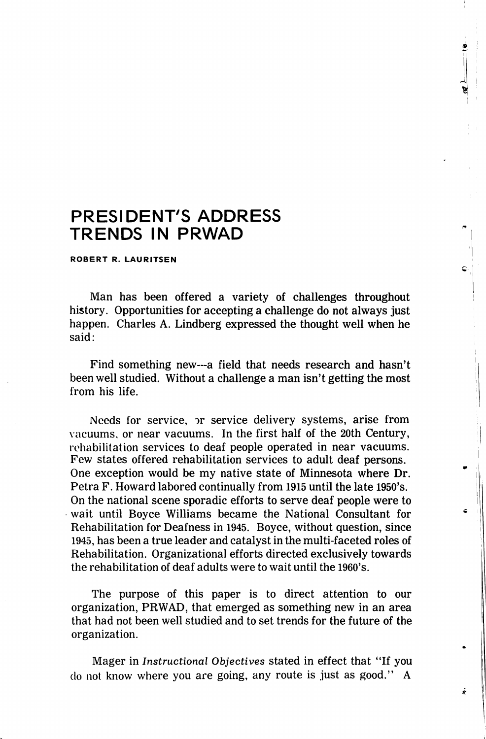# PRESIDENT'S ADDRESS
# TRENDS IN PRWAD

**ROBERT R. LAURITSEN**

Man has been offered a variety of challenges throughout history. Opportunities for accepting a challenge do not always just happen. Charles A. Lindberg expressed the thought well when he said:

> Find something new---a field that needs research and hasn't been well studied. Without a challenge a man isn't getting the most from his life.

Needs for service, or service delivery systems, arise from vacuums, or near vacuums. In the first half of the 20th Century, rehabilitation services to deaf people operated in near vacuums. Few states offered rehabilitation services to adult deaf persons. One exception would be my native state of Minnesota where Dr. Petra F. Howard labored continually from 1915 until the late 1950's. On the national scene sporadic efforts to serve deaf people were to wait until Boyce Williams became the National Consultant for Rehabilitation for Deafness in 1945. Boyce, without question, since 1945, has been a true leader and catalyst in the multi-faceted roles of Rehabilitation. Organizational efforts directed exclusively towards the rehabilitation of deaf adults were to wait until the 1960's.

The purpose of this paper is to direct attention to our organization, PRWAD, that emerged as something new in an area that had not been well studied and to set trends for the future of the organization.

Mager in *Instructional Objectives* stated in effect that "If you do not know where you are going, any route is just as good." A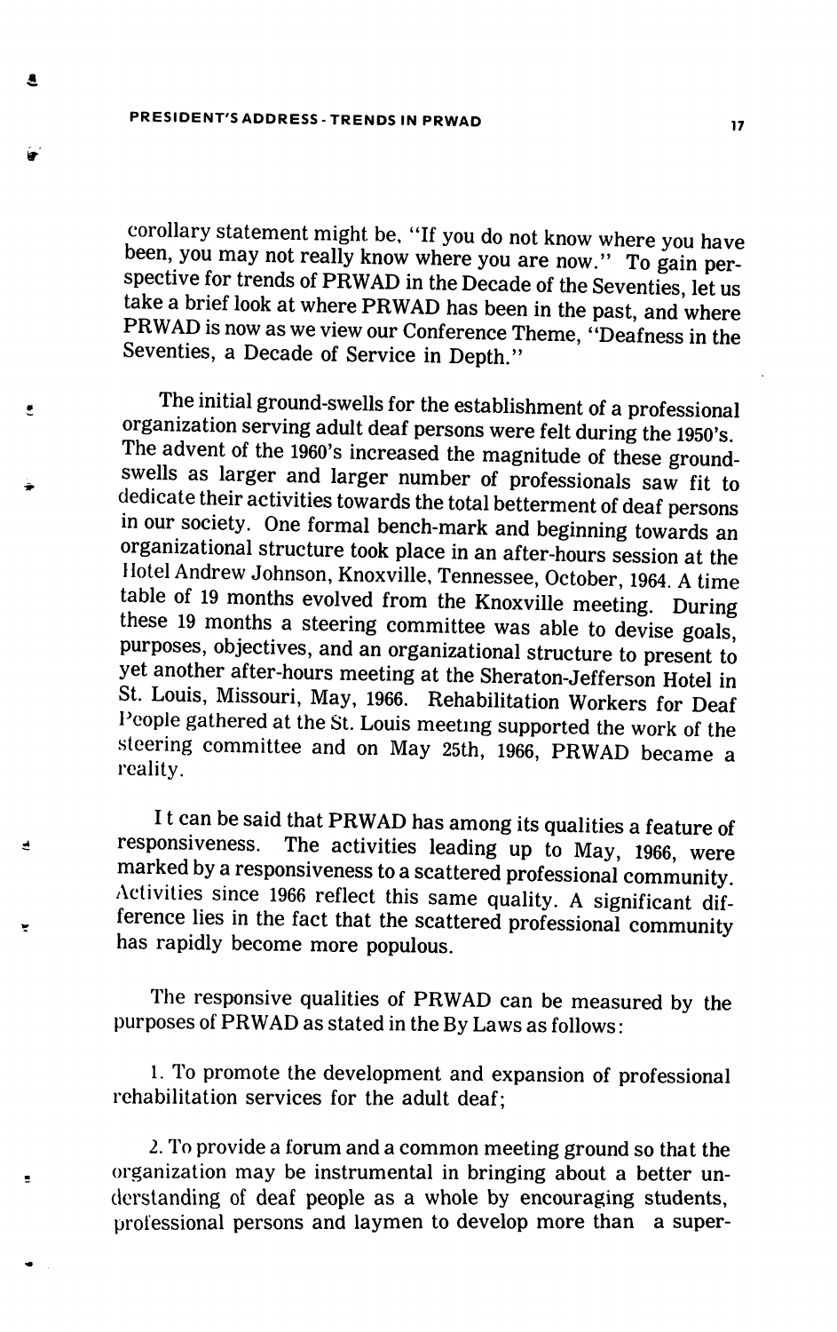corollary statement might be, "If you do not know where you have been, you may not really know where you are now." To gain perspective for trends of PRWAD in the Decade of the Seventies, let us take a brief look at where PRWAD has been in the past, and where PRWAD is now as we view our Conference Theme, "Deafness in the Seventies, a Decade of Service in Depth."

The initial ground-swells for the establishment of a professional organization serving adult deaf persons were felt during the 1950's. The advent of the 1960's increased the magnitude of these ground-swells as larger and larger number of professionals saw fit to dedicate their activities towards the total betterment of deaf persons in our society. One formal bench-mark and beginning towards an organizational structure took place in an after-hours session at the Hotel Andrew Johnson, Knoxville, Tennessee, October, 1964. A time table of 19 months evolved from the Knoxville meeting. During these 19 months a steering committee was able to devise goals, purposes, objectives, and an organizational structure to present to yet another after-hours meeting at the Sheraton-Jefferson Hotel in St. Louis, Missouri, May, 1966. Rehabilitation Workers for Deaf People gathered at the St. Louis meeting supported the work of the steering committee and on May 25th, 1966, PRWAD became a reality.

It can be said that PRWAD has among its qualities a feature of responsiveness. The activities leading up to May, 1966, were marked by a responsiveness to a scattered professional community. Activities since 1966 reflect this same quality. A significant difference lies in the fact that the scattered professional community has rapidly become more populous.

The responsive qualities of PRWAD can be measured by the purposes of PRWAD as stated in the By Laws as follows:

1. To promote the development and expansion of professional rehabilitation services for the adult deaf;

2. To provide a forum and a common meeting ground so that the organization may be instrumental in bringing about a better understanding of deaf people as a whole by encouraging students, professional persons and laymen to develop more than a super-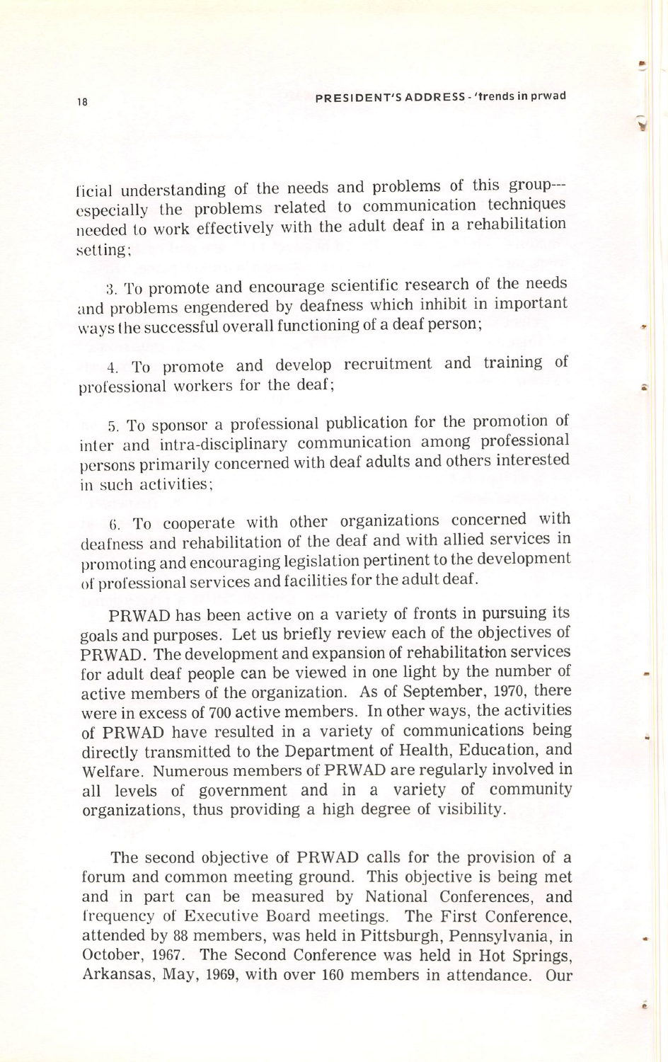ficial understanding of the needs and problems of this group---especially the problems related to communication techniques needed to work effectively with the adult deaf in a rehabilitation setting;

3. To promote and encourage scientific research of the needs and problems engendered by deafness which inhibit in important ways the successful overall functioning of a deaf person;

4. To promote and develop recruitment and training of professional workers for the deaf;

5. To sponsor a professional publication for the promotion of inter and intra-disciplinary communication among professional persons primarily concerned with deaf adults and others interested in such activities;

6. To cooperate with other organizations concerned with deafness and rehabilitation of the deaf and with allied services in promoting and encouraging legislation pertinent to the development of professional services and facilities for the adult deaf.

PRWAD has been active on a variety of fronts in pursuing its goals and purposes. Let us briefly review each of the objectives of PRWAD. The development and expansion of rehabilitation services for adult deaf people can be viewed in one light by the number of active members of the organization. As of September, 1970, there were in excess of 700 active members. In other ways, the activities of PRWAD have resulted in a variety of communications being directly transmitted to the Department of Health, Education, and Welfare. Numerous members of PRWAD are regularly involved in all levels of government and in a variety of community organizations, thus providing a high degree of visibility.

The second objective of PRWAD calls for the provision of a forum and common meeting ground. This objective is being met and in part can be measured by National Conferences, and frequency of Executive Board meetings. The First Conference, attended by 88 members, was held in Pittsburgh, Pennsylvania, in October, 1967. The Second Conference was held in Hot Springs, Arkansas, May, 1969, with over 160 members in attendance. Our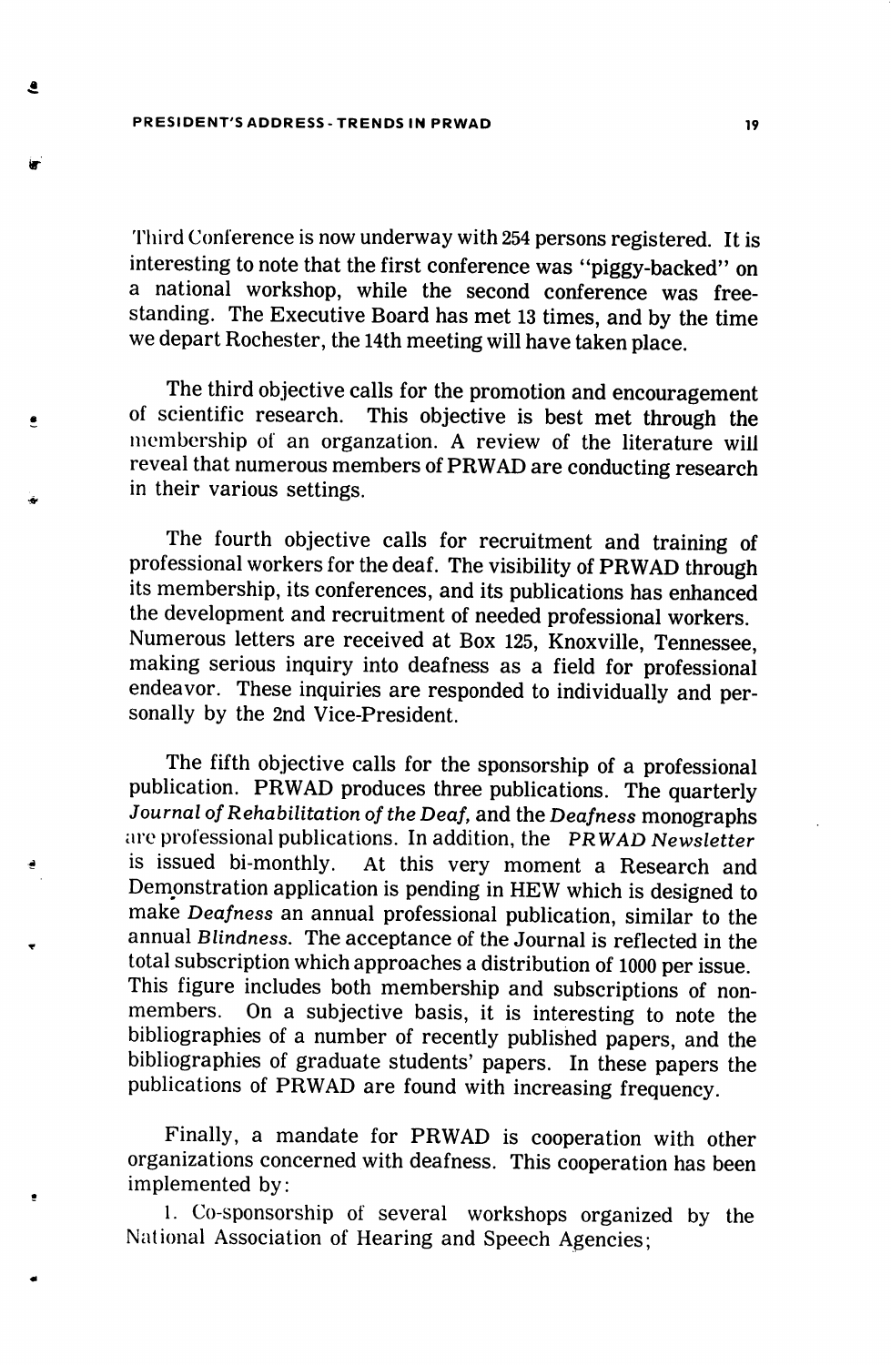Third Conference is now underway with 254 persons registered. It is interesting to note that the first conference was "piggy-backed" on a national workshop, while the second conference was free-standing. The Executive Board has met 13 times, and by the time we depart Rochester, the 14th meeting will have taken place.

The third objective calls for the promotion and encouragement of scientific research. This objective is best met through the membership of an organzation. A review of the literature will reveal that numerous members of PRWAD are conducting research in their various settings.

The fourth objective calls for recruitment and training of professional workers for the deaf. The visibility of PRWAD through its membership, its conferences, and its publications has enhanced the development and recruitment of needed professional workers. Numerous letters are received at Box 125, Knoxville, Tennessee, making serious inquiry into deafness as a field for professional endeavor. These inquiries are responded to individually and personally by the 2nd Vice-President.

The fifth objective calls for the sponsorship of a professional publication. PRWAD produces three publications. The quarterly *Journal of Rehabilitation of the Deaf,* and the *Deafness* monographs are professional publications. In addition, the *PRWAD Newsletter* is issued bi-monthly. At this very moment a Research and Demonstration application is pending in HEW which is designed to make *Deafness* an annual professional publication, similar to the annual *Blindness.* The acceptance of the Journal is reflected in the total subscription which approaches a distribution of 1000 per issue. This figure includes both membership and subscriptions of non-members. On a subjective basis, it is interesting to note the bibliographies of a number of recently published papers, and the bibliographies of graduate students' papers. In these papers the publications of PRWAD are found with increasing frequency.

Finally, a mandate for PRWAD is cooperation with other organizations concerned with deafness. This cooperation has been implemented by:

1. Co-sponsorship of several workshops organized by the National Association of Hearing and Speech Agencies;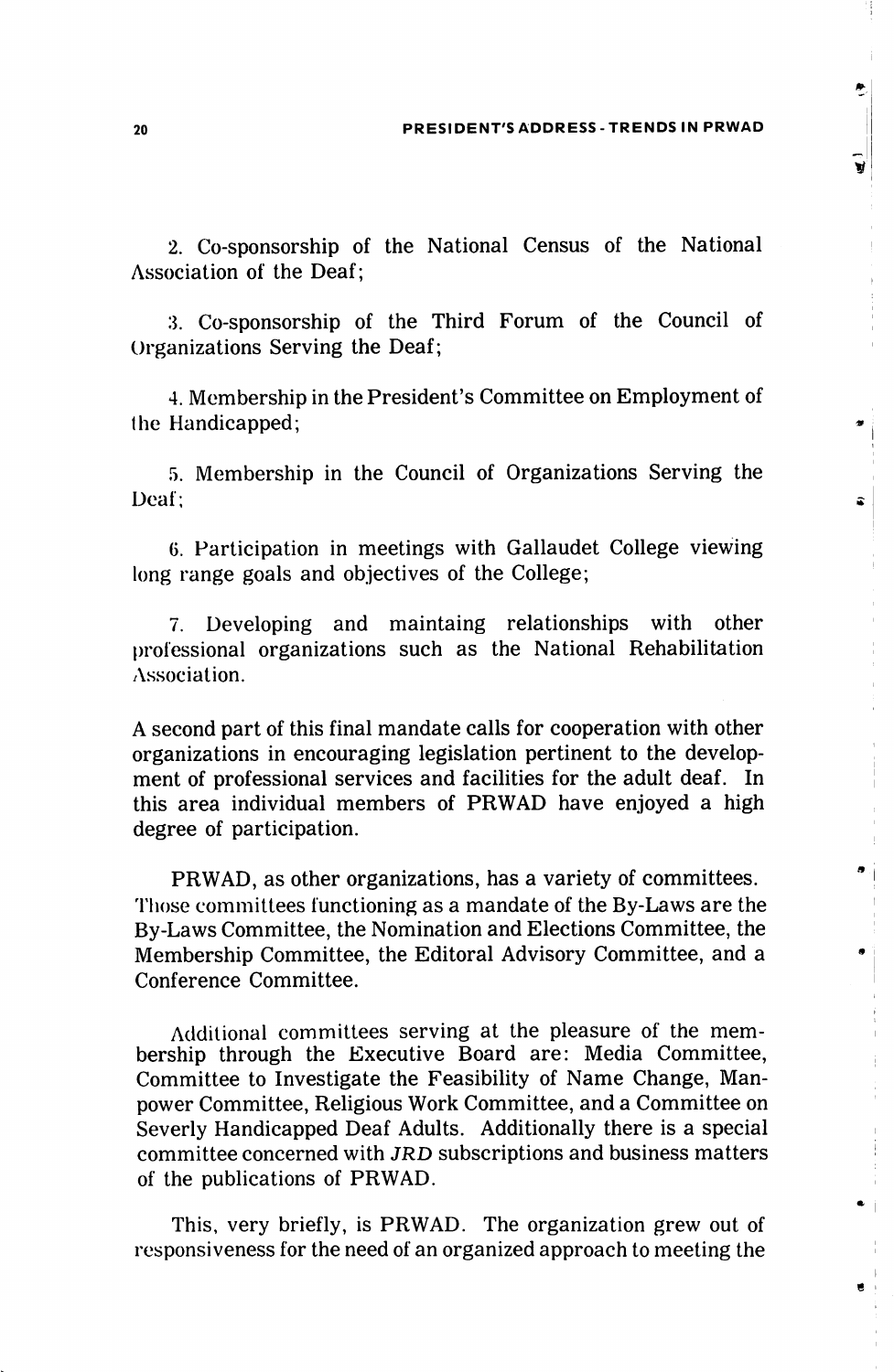2. Co-sponsorship of the National Census of the National Association of the Deaf;

3. Co-sponsorship of the Third Forum of the Council of Organizations Serving the Deaf;

4. Membership in the President's Committee on Employment of the Handicapped;

5. Membership in the Council of Organizations Serving the Deaf;

6. Participation in meetings with Gallaudet College viewing long range goals and objectives of the College;

7. Developing and maintaing relationships with other professional organizations such as the National Rehabilitation Association.

A second part of this final mandate calls for cooperation with other organizations in encouraging legislation pertinent to the development of professional services and facilities for the adult deaf. In this area individual members of PRWAD have enjoyed a high degree of participation.

PRWAD, as other organizations, has a variety of committees. Those committees functioning as a mandate of the By-Laws are the By-Laws Committee, the Nomination and Elections Committee, the Membership Committee, the Editoral Advisory Committee, and a Conference Committee.

Additional committees serving at the pleasure of the membership through the Executive Board are: Media Committee, Committee to Investigate the Feasibility of Name Change, Manpower Committee, Religious Work Committee, and a Committee on Severly Handicapped Deaf Adults. Additionally there is a special committee concerned with *JRD* subscriptions and business matters of the publications of PRWAD.

This, very briefly, is PRWAD. The organization grew out of responsiveness for the need of an organized approach to meeting the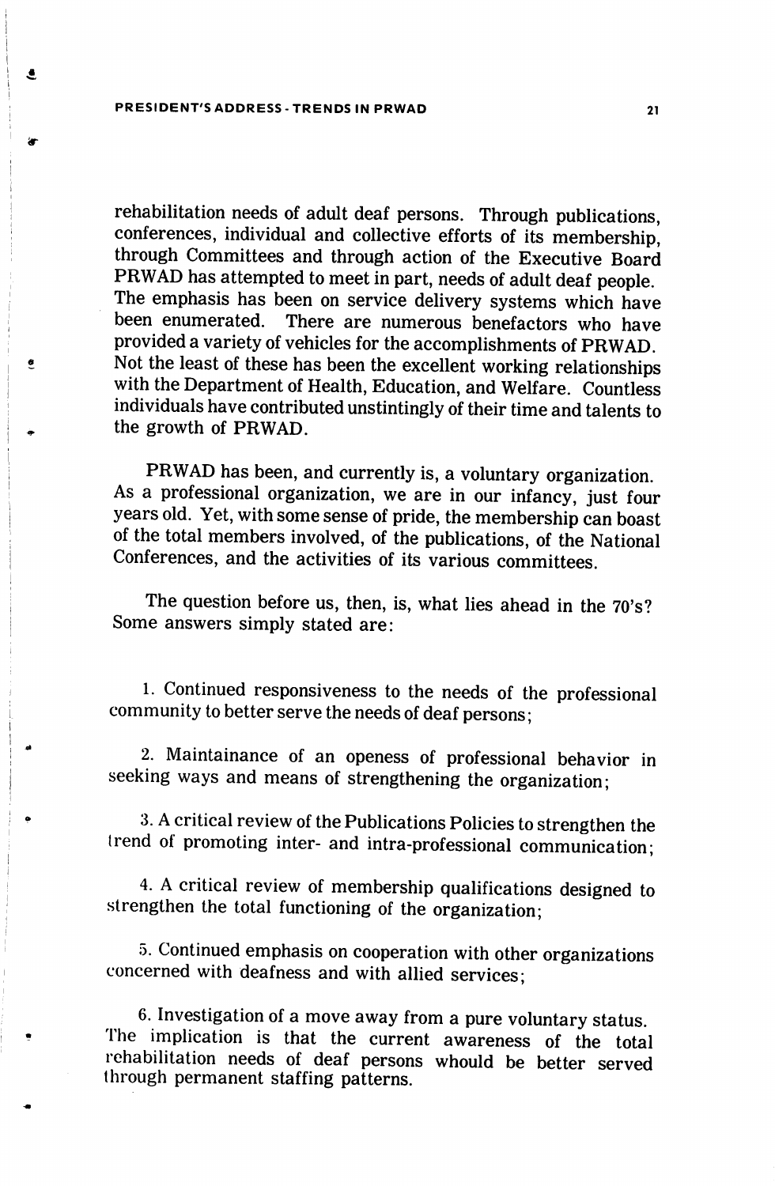rehabilitation needs of adult deaf persons. Through publications, conferences, individual and collective efforts of its membership, through Committees and through action of the Executive Board PRWAD has attempted to meet in part, needs of adult deaf people. The emphasis has been on service delivery systems which have been enumerated. There are numerous benefactors who have provided a variety of vehicles for the accomplishments of PRWAD. Not the least of these has been the excellent working relationships with the Department of Health, Education, and Welfare. Countless individuals have contributed unstintingly of their time and talents to the growth of PRWAD.

PRWAD has been, and currently is, a voluntary organization. As a professional organization, we are in our infancy, just four years old. Yet, with some sense of pride, the membership can boast of the total members involved, of the publications, of the National Conferences, and the activities of its various committees.

The question before us, then, is, what lies ahead in the 70's? Some answers simply stated are:

1. Continued responsiveness to the needs of the professional community to better serve the needs of deaf persons;

2. Maintainance of an openess of professional behavior in seeking ways and means of strengthening the organization;

3. A critical review of the Publications Policies to strengthen the trend of promoting inter- and intra-professional communication;

4. A critical review of membership qualifications designed to strengthen the total functioning of the organization;

5. Continued emphasis on cooperation with other organizations concerned with deafness and with allied services;

6. Investigation of a move away from a pure voluntary status. The implication is that the current awareness of the total rehabilitation needs of deaf persons whould be better served through permanent staffing patterns.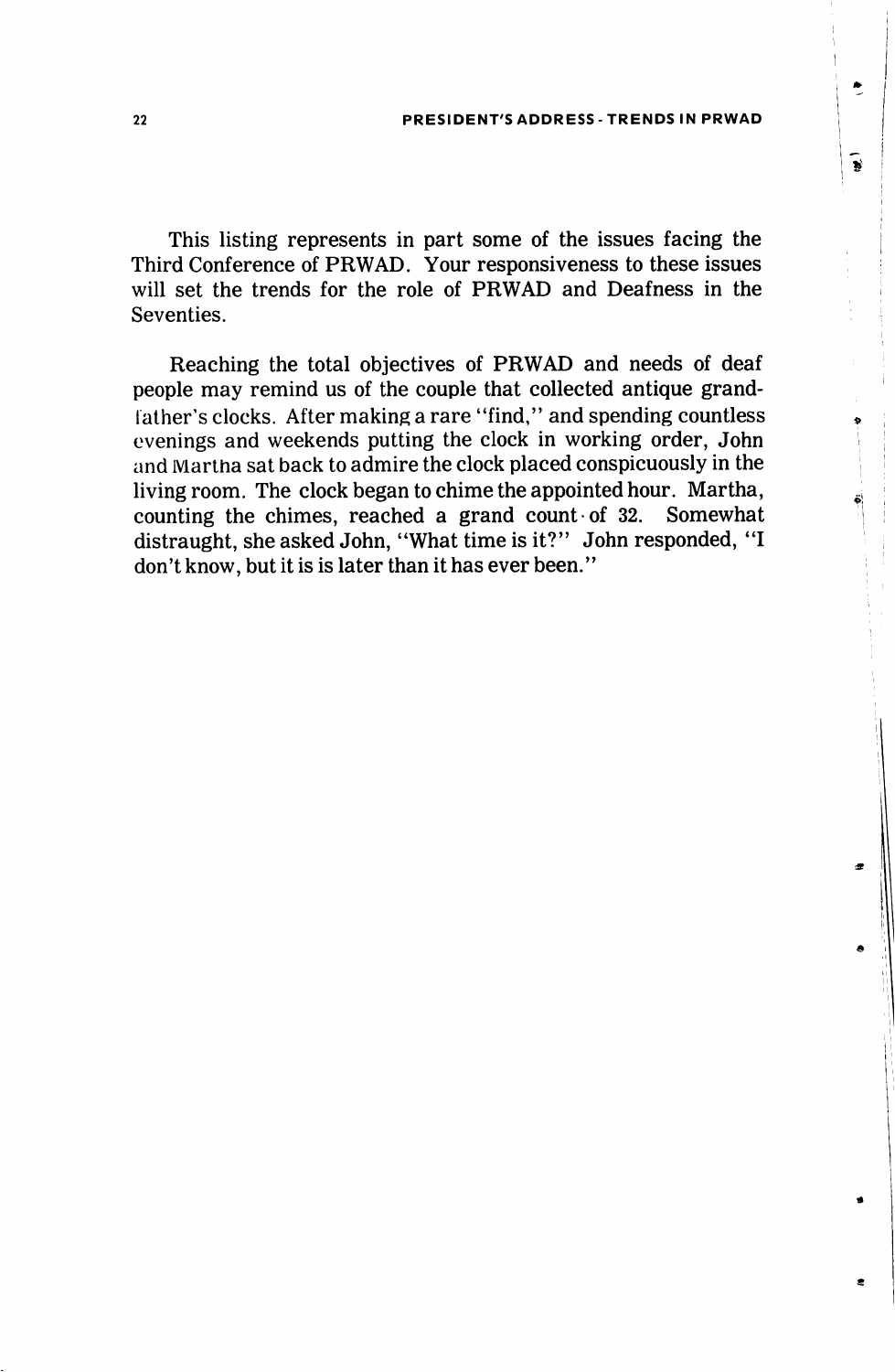This listing represents in part some of the issues facing the Third Conference of PRWAD. Your responsiveness to these issues will set the trends for the role of PRWAD and Deafness in the Seventies.

Reaching the total objectives of PRWAD and needs of deaf people may remind us of the couple that collected antique grandfather's clocks. After making a rare "find," and spending countless evenings and weekends putting the clock in working order, John and Martha sat back to admire the clock placed conspicuously in the living room. The clock began to chime the appointed hour. Martha, counting the chimes, reached a grand count of 32. Somewhat distraught, she asked John, "What time is it?" John responded, "I don't know, but it is is later than it has ever been."